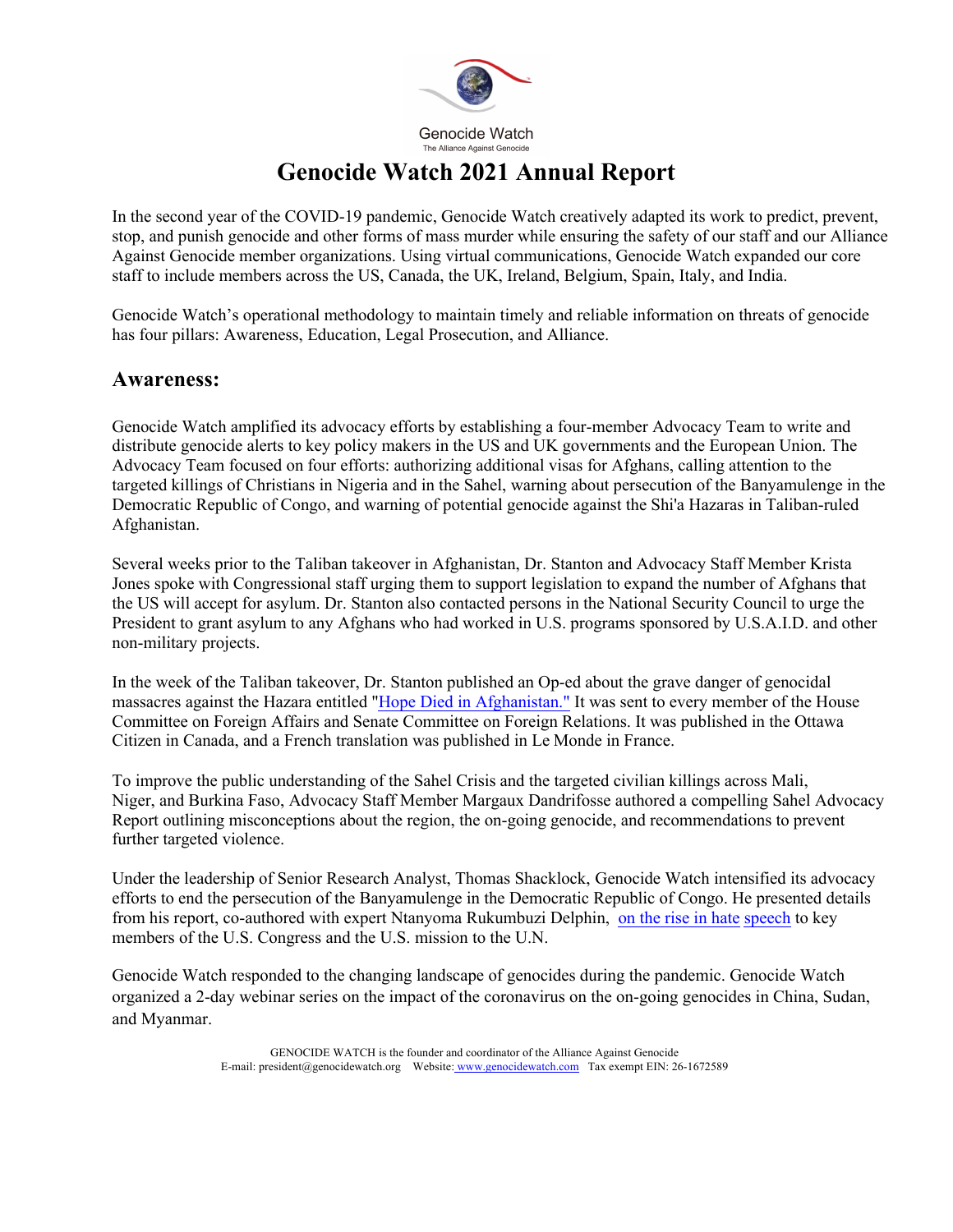Genocide Watch

The Alliance Against Genocide

# Genocide Watch 2021 Annual Report

In the second year of the COVID-19 pandemic, Genocide Watch creatively adapted its work to predict, prevent, stop, and punish genocide and other forms of mass murder while ensuring the safety of our staff and our Alliance Against Genocide member organizations. Using virtual communications, Genocide Watch expanded our core staff to include members across the US, Canada, the UK, Ireland, Belgium, Spain, Italy, and India.

Genocide Watch's operational methodology to maintain timely and reliable information on threats of genocide has four pillars: Awareness, Education, Legal Prosecution, and Alliance.

## Awareness:

Genocide Watch amplified its advocacy efforts by establishing a four-member Advocacy Team to write and distribute genocide alerts to key policy makers in the US and UK governments and the European Union. The Advocacy Team focused on four efforts: authorizing additional visas for Afghans, calling attention to the targeted killings of Christians in Nigeria and in the Sahel, warning about persecution of the Banyamulenge in the Democratic Republic of Congo, and warning of potential genocide against the Shi'a Hazaras in Taliban-ruled Afghanistan.

Several weeks prior to the Taliban takeover in Afghanistan, Dr. Stanton and Advocacy Staff Member Krista Jones spoke with Congressional staff urging them to support legislation to expand the number of Afghans that the US will accept for asylum. Dr. Stanton also contacted persons in the National Security Council to urge the President to grant asylum to any Afghans who had worked in U.S. programs sponsored by U.S.A.I.D. and other non-military projects.

In the week of the Taliban takeover, Dr. Stanton published an Op-ed about the grave danger of genocidal massacres against the Hazara entitled "Hope Died in Afghanistan." It was sent to every member of the House Committee on Foreign Affairs and Senate Committee on Foreign Relations. It was published in the Ottawa Citizen in Canada, and a French translation was published in Le Monde in France.

To improve the public understanding of the Sahel Crisis and the targeted civilian killings across Mali, Niger, and Burkina Faso, Advocacy Staff Member Margaux Dandrifosse authored a compelling Sahel Advocacy Report outlining misconceptions about the region, the on-going genocide, and recommendations to prevent further targeted violence.

Under the leadership of Senior Research Analyst, Thomas Shacklock, Genocide Watch intensified its advocacy efforts to end the persecution of the Banyamulenge in the Democratic Republic of Congo. He presented details from his report, co-authored with expert Ntanyoma Rukumbuzi Delphin, on the rise in hate speech to key members of the U.S. Congress and the U.S. mission to the U.N.

Genocide Watch responded to the changing landscape of genocides during the pandemic. Genocide Watch organized a 2-day webinar series on the impact of the coronavirus on the on-going genocides in China, Sudan, and Myanmar.

GENOCIDE WATCH is the founder and coordinator of the Alliance Against Genocide
E-mail: president@genocidewatch.org Website: www.genocidewatch.com Tax exempt EIN: 26-1672589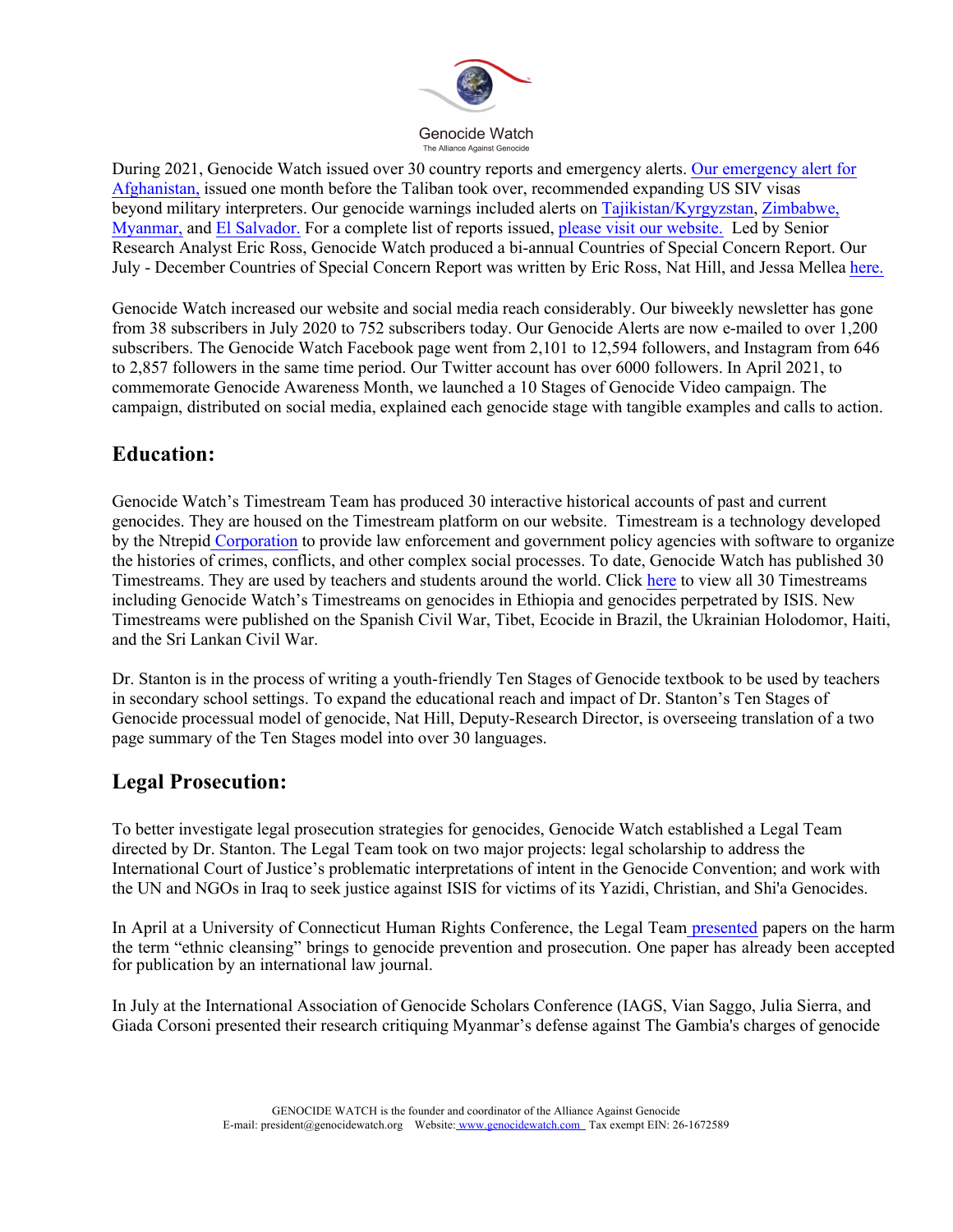During 2021, Genocide Watch issued over 30 country reports and emergency alerts. Our emergency alert for Afghanistan, issued one month before the Taliban took over, recommended expanding US SIV visas beyond military interpreters. Our genocide warnings included alerts on Tajikistan/Kyrgyzstan, Zimbabwe, Myanmar, and El Salvador. For a complete list of reports issued, please visit our website. Led by Senior Research Analyst Eric Ross, Genocide Watch produced a bi-annual Countries of Special Concern Report. Our July - December Countries of Special Concern Report was written by Eric Ross, Nat Hill, and Jessa Mellea here.

Genocide Watch increased our website and social media reach considerably. Our biweekly newsletter has gone from 38 subscribers in July 2020 to 752 subscribers today. Our Genocide Alerts are now e-mailed to over 1,200 subscribers. The Genocide Watch Facebook page went from 2,101 to 12,594 followers, and Instagram from 646 to 2,857 followers in the same time period. Our Twitter account has over 6000 followers. In April 2021, to commemorate Genocide Awareness Month, we launched a 10 Stages of Genocide Video campaign. The campaign, distributed on social media, explained each genocide stage with tangible examples and calls to action.

## Education:

Genocide Watch's Timestream Team has produced 30 interactive historical accounts of past and current genocides. They are housed on the Timestream platform on our website. Timestream is a technology developed by the Ntrepid Corporation to provide law enforcement and government policy agencies with software to organize the histories of crimes, conflicts, and other complex social processes. To date, Genocide Watch has published 30 Timestreams. They are used by teachers and students around the world. Click here to view all 30 Timestreams including Genocide Watch's Timestreams on genocides in Ethiopia and genocides perpetrated by ISIS. New Timestreams were published on the Spanish Civil War, Tibet, Ecocide in Brazil, the Ukrainian Holodomor, Haiti, and the Sri Lankan Civil War.

Dr. Stanton is in the process of writing a youth-friendly Ten Stages of Genocide textbook to be used by teachers in secondary school settings. To expand the educational reach and impact of Dr. Stanton's Ten Stages of Genocide processual model of genocide, Nat Hill, Deputy-Research Director, is overseeing translation of a two page summary of the Ten Stages model into over 30 languages.

## Legal Prosecution:

To better investigate legal prosecution strategies for genocides, Genocide Watch established a Legal Team directed by Dr. Stanton. The Legal Team took on two major projects: legal scholarship to address the International Court of Justice's problematic interpretations of intent in the Genocide Convention; and work with the UN and NGOs in Iraq to seek justice against ISIS for victims of its Yazidi, Christian, and Shi'a Genocides.

In April at a University of Connecticut Human Rights Conference, the Legal Team presented papers on the harm the term "ethnic cleansing" brings to genocide prevention and prosecution. One paper has already been accepted for publication by an international law journal.

In July at the International Association of Genocide Scholars Conference (IAGS, Vian Saggo, Julia Sierra, and Giada Corsoni presented their research critiquing Myanmar's defense against The Gambia's charges of genocide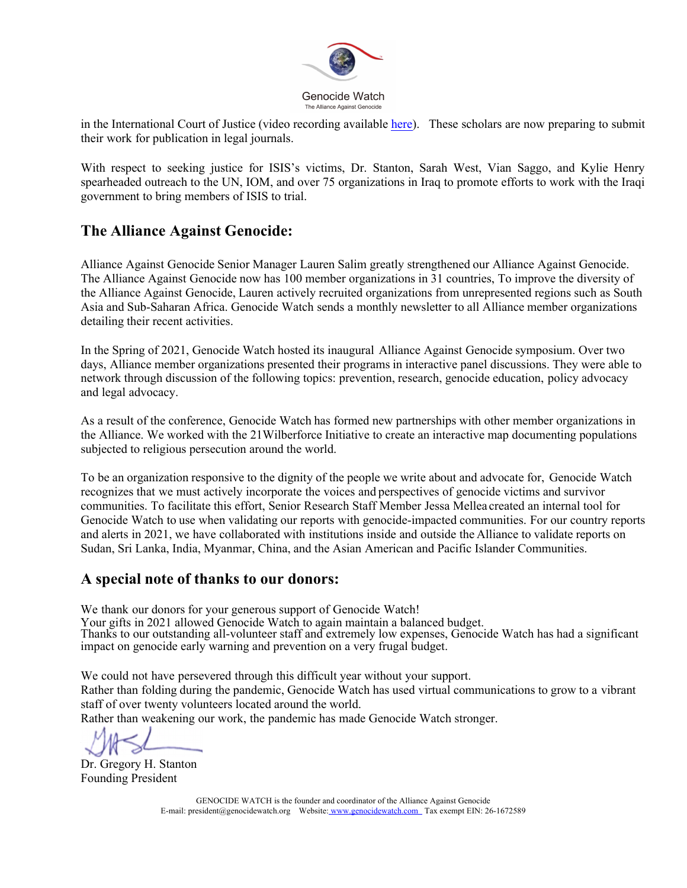in the International Court of Justice (video recording available here). These scholars are now preparing to submit their work for publication in legal journals.

With respect to seeking justice for ISIS's victims, Dr. Stanton, Sarah West, Vian Saggo, and Kylie Henry spearheaded outreach to the UN, IOM, and over 75 organizations in Iraq to promote efforts to work with the Iraqi government to bring members of ISIS to trial.

## The Alliance Against Genocide:

Alliance Against Genocide Senior Manager Lauren Salim greatly strengthened our Alliance Against Genocide. The Alliance Against Genocide now has 100 member organizations in 31 countries, To improve the diversity of the Alliance Against Genocide, Lauren actively recruited organizations from unrepresented regions such as South Asia and Sub-Saharan Africa. Genocide Watch sends a monthly newsletter to all Alliance member organizations detailing their recent activities.

In the Spring of 2021, Genocide Watch hosted its inaugural Alliance Against Genocide symposium. Over two days, Alliance member organizations presented their programs in interactive panel discussions. They were able to network through discussion of the following topics: prevention, research, genocide education, policy advocacy and legal advocacy.

As a result of the conference, Genocide Watch has formed new partnerships with other member organizations in the Alliance. We worked with the 21Wilberforce Initiative to create an interactive map documenting populations subjected to religious persecution around the world.

To be an organization responsive to the dignity of the people we write about and advocate for, Genocide Watch recognizes that we must actively incorporate the voices and perspectives of genocide victims and survivor communities. To facilitate this effort, Senior Research Staff Member Jessa Mellea created an internal tool for Genocide Watch to use when validating our reports with genocide-impacted communities. For our country reports and alerts in 2021, we have collaborated with institutions inside and outside the Alliance to validate reports on Sudan, Sri Lanka, India, Myanmar, China, and the Asian American and Pacific Islander Communities.

## A special note of thanks to our donors:

We thank our donors for your generous support of Genocide Watch!
Your gifts in 2021 allowed Genocide Watch to again maintain a balanced budget.
Thanks to our outstanding all-volunteer staff and extremely low expenses, Genocide Watch has had a significant impact on genocide early warning and prevention on a very frugal budget.

We could not have persevered through this difficult year without your support.
Rather than folding during the pandemic, Genocide Watch has used virtual communications to grow to a vibrant staff of over twenty volunteers located around the world.
Rather than weakening our work, the pandemic has made Genocide Watch stronger.

Dr. Gregory H. Stanton
Founding President